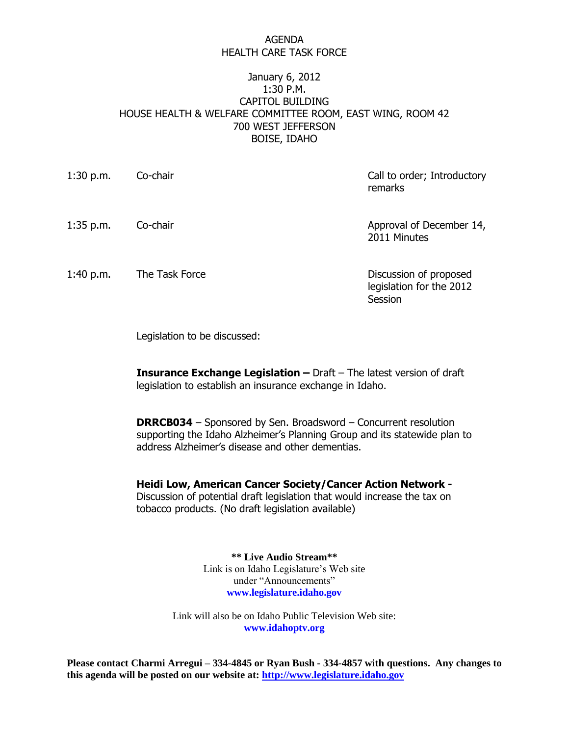# AGENDA
# HEALTH CARE TASK FORCE

January 6, 2012
1:30 P.M.
CAPITOL BUILDING
HOUSE HEALTH & WELFARE COMMITTEE ROOM, EAST WING, ROOM 42
700 WEST JEFFERSON
BOISE, IDAHO

| | | |
|---|---|---|
| 1:30 p.m. | Co-chair | Call to order; Introductory remarks |
| 1:35 p.m. | Co-chair | Approval of December 14, 2011 Minutes |
| 1:40 p.m. | The Task Force | Discussion of proposed legislation for the 2012 Session |

Legislation to be discussed:

**Insurance Exchange Legislation –** Draft – The latest version of draft legislation to establish an insurance exchange in Idaho.

**DRRCB034** – Sponsored by Sen. Broadsword – Concurrent resolution supporting the Idaho Alzheimer's Planning Group and its statewide plan to address Alzheimer's disease and other dementias.

**Heidi Low, American Cancer Society/Cancer Action Network -** Discussion of potential draft legislation that would increase the tax on tobacco products. (No draft legislation available)

**** Live Audio Stream****
Link is on Idaho Legislature's Web site
under "Announcements"
**www.legislature.idaho.gov**

Link will also be on Idaho Public Television Web site:
**www.idahoptv.org**

**Please contact Charmi Arregui – 334-4845 or Ryan Bush - 334-4857 with questions. Any changes to this agenda will be posted on our website at: http://www.legislature.idaho.gov**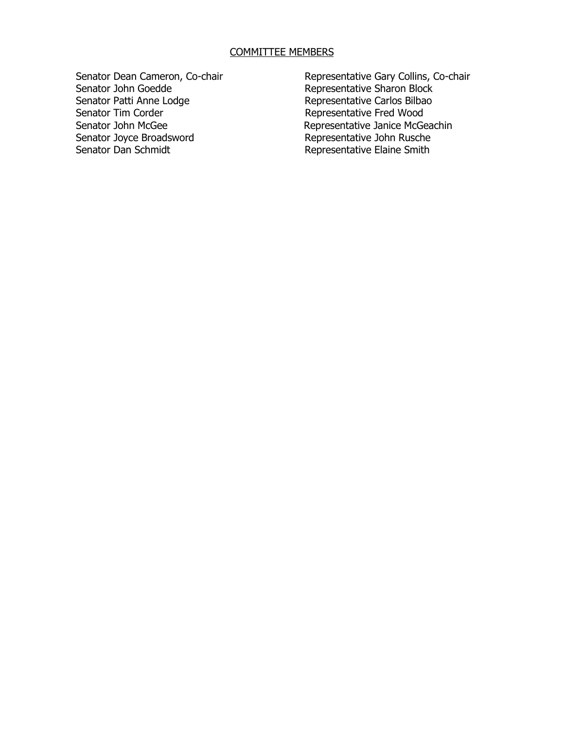COMMITTEE MEMBERS

Senator Dean Cameron, Co-chair
Senator John Goedde
Senator Patti Anne Lodge
Senator Tim Corder
Senator John McGee
Senator Joyce Broadsword
Senator Dan Schmidt

Representative Gary Collins, Co-chair
Representative Sharon Block
Representative Carlos Bilbao
Representative Fred Wood
Representative Janice McGeachin
Representative John Rusche
Representative Elaine Smith